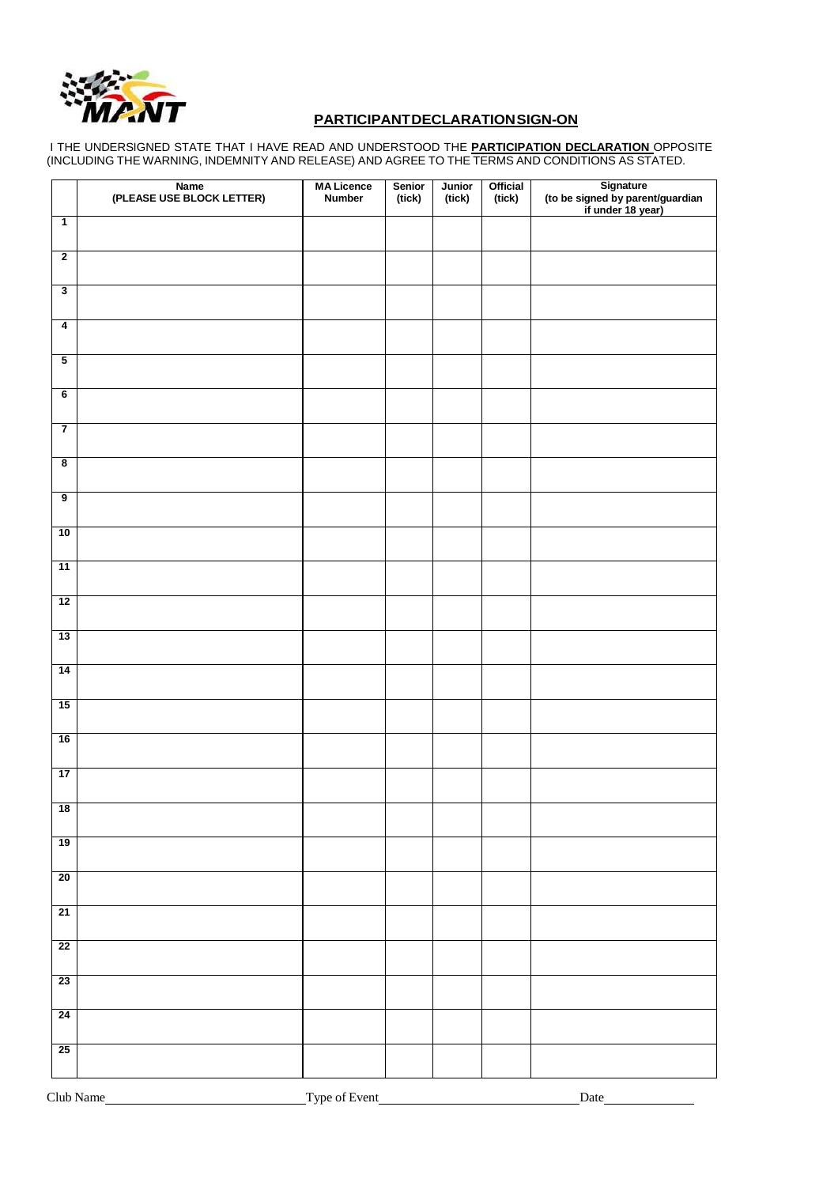## PARTICIPANT DECLARATION SIGN-ON

I THE UNDERSIGNED STATE THAT I HAVE READ AND UNDERSTOOD THE **PARTICIPATION DECLARATION** OPPOSITE (INCLUDING THE WARNING, INDEMNITY AND RELEASE) AND AGREE TO THE TERMS AND CONDITIONS AS STATED.

| | Name (PLEASE USE BLOCK LETTER) | MA Licence Number | Senior (tick) | Junior (tick) | Official (tick) | Signature (to be signed by parent/guardian if under 18 year) |
|---|---|---|---|---|---|---|
| 1 | | | | | | |
| 2 | | | | | | |
| 3 | | | | | | |
| 4 | | | | | | |
| 5 | | | | | | |
| 6 | | | | | | |
| 7 | | | | | | |
| 8 | | | | | | |
| 9 | | | | | | |
| 10 | | | | | | |
| 11 | | | | | | |
| 12 | | | | | | |
| 13 | | | | | | |
| 14 | | | | | | |
| 15 | | | | | | |
| 16 | | | | | | |
| 17 | | | | | | |
| 18 | | | | | | |
| 19 | | | | | | |
| 20 | | | | | | |
| 21 | | | | | | |
| 22 | | | | | | |
| 23 | | | | | | |
| 24 | | | | | | |
| 25 | | | | | | |

Club Name\_\_\_\_\_\_\_\_\_\_\_\_\_\_\_\_\_\_\_\_\_\_\_\_ Type of Event\_\_\_\_\_\_\_\_\_\_\_\_\_\_\_\_\_\_\_\_\_\_\_\_ Date\_\_\_\_\_\_\_\_\_\_\_\_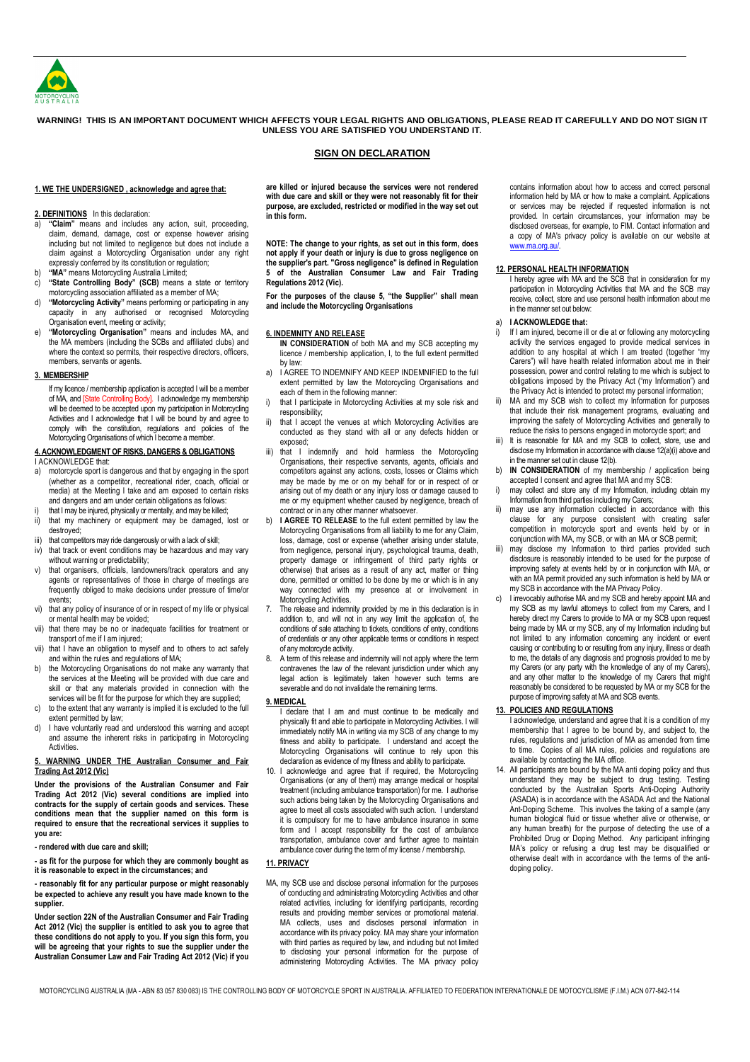**WARNING! THIS IS AN IMPORTANT DOCUMENT WHICH AFFECTS YOUR LEGAL RIGHTS AND OBLIGATIONS, PLEASE READ IT CAREFULLY AND DO NOT SIGN IT UNLESS YOU ARE SATISFIED YOU UNDERSTAND IT.**

# SIGN ON DECLARATION

## 1. WE THE UNDERSIGNED , acknowledge and agree that:

## 2. DEFINITIONS

In this declaration:

a) **"Claim"** means and includes any action, suit, proceeding, claim, demand, damage, cost or expense however arising including but not limited to negligence but does not include a claim against a Motorcycling Organisation under any right expressly conferred by its constitution or regulation;
b) **"MA"** means Motorcycling Australia Limited;
c) **"State Controlling Body" (SCB)** means a state or territory motorcycling association affiliated as a member of MA;
d) **"Motorcycling Activity"** means performing or participating in any capacity in any authorised or recognised Motorcycling Organisation event, meeting or activity;
e) **"Motorcycling Organisation"** means and includes MA, and the MA members (including the SCBs and affiliated clubs) and where the context so permits, their respective directors, officers, members, servants or agents.

## 3. MEMBERSHIP

If my licence / membership application is accepted I will be a member of MA, and [State Controlling Body]. I acknowledge my membership will be deemed to be accepted upon my participation in Motorcycling Activities and I acknowledge that I will be bound by and agree to comply with the constitution, regulations and policies of the Motorcycling Organisations of which I become a member.

## 4. ACKNOWLEDGMENT OF RISKS, DANGERS & OBLIGATIONS

I ACKNOWLEDGE that:

a) motorcycle sport is dangerous and that by engaging in the sport (whether as a competitor, recreational rider, coach, official or media) at the Meeting I take and am exposed to certain risks and dangers and am under certain obligations as follows:
   i) that I may be injured, physically or mentally, and may be killed;
   ii) that my machinery or equipment may be damaged, lost or destroyed;
   iii) that competitors may ride dangerously or with a lack of skill;
   iv) that track or event conditions may be hazardous and may vary without warning or predictability;
   v) that organisers, officials, landowners/track operators and any agents or representatives of those in charge of meetings are frequently obliged to make decisions under pressure of time/or events;
   vi) that any policy of insurance of or in respect of my life or physical or mental health may be voided;
   vii) that there may be no or inadequate facilities for treatment or transport of me if I am injured;
   vii) that I have an obligation to myself and to others to act safely and within the rules and regulations of MA;
b) the Motorcycling Organisations do not make any warranty that the services at the Meeting will be provided with due care and skill or that any materials provided in connection with the services will be fit for the purpose for which they are supplied;
c) to the extent that any warranty is implied it is excluded to the full extent permitted by law;
d) I have voluntarily read and understood this warning and accept and assume the inherent risks in participating in Motorcycling Activities.

## 5. WARNING UNDER THE Australian Consumer and Fair Trading Act 2012 (Vic)

**Under the provisions of the Australian Consumer and Fair Trading Act 2012 (Vic) several conditions are implied into contracts for the supply of certain goods and services. These conditions mean that the supplier named on this form is required to ensure that the recreational services it supplies to you are:**

**- rendered with due care and skill;**

**- as fit for the purpose for which they are commonly bought as it is reasonable to expect in the circumstances; and**

**- reasonably fit for any particular purpose or might reasonably be expected to achieve any result you have made known to the supplier.**

**Under section 22N of the Australian Consumer and Fair Trading Act 2012 (Vic) the supplier is entitled to ask you to agree that these conditions do not apply to you. If you sign this form, you will be agreeing that your rights to sue the supplier under the Australian Consumer Law and Fair Trading Act 2012 (Vic) if you are killed or injured because the services were not rendered with due care and skill or they were not reasonably fit for their purpose, are excluded, restricted or modified in the way set out in this form.**

**NOTE: The change to your rights, as set out in this form, does not apply if your death or injury is due to gross negligence on the supplier's part. "Gross negligence" is defined in Regulation 5 of the Australian Consumer Law and Fair Trading Regulations 2012 (Vic).**

**For the purposes of the clause 5, "the Supplier" shall mean and include the Motorcycling Organisations**

## 6. INDEMNITY AND RELEASE

**IN CONSIDERATION** of both MA and my SCB accepting my licence / membership application, I, to the full extent permitted by law:

a) I AGREE TO INDEMNIFY AND KEEP INDEMNIFIED to the full extent permitted by law the Motorcycling Organisations and each of them in the following manner:
   i) that I participate in Motorcycling Activities at my sole risk and responsibility;
   ii) that I accept the venues at which Motorcycling Activities are conducted as they stand with all or any defects hidden or exposed;
   iii) that I indemnify and hold harmless the Motorcycling Organisations, their respective servants, agents, officials and competitors against any actions, costs, losses or Claims which may be made by me or on my behalf for or in respect of or arising out of my death or any injury loss or damage caused to me or my equipment whether caused by negligence, breach of contract or in any other manner whatsoever.
b) **I AGREE TO RELEASE** to the full extent permitted by law the Motorcycling Organisations from all liability to me for any Claim, loss, damage, cost or expense (whether arising under statute, from negligence, personal injury, psychological trauma, death, property damage or infringement of third party rights or otherwise) that arises as a result of any act, matter or thing done, permitted or omitted to be done by me or which is in any way connected with my presence at or involvement in Motorcycling Activities.

7. The release and indemnity provided by me in this declaration is in addition to, and will not in any way limit the application of, the conditions of sale attaching to tickets, conditions of entry, conditions of credentials or any other applicable terms or conditions in respect of any motorcycle activity.

8. A term of this release and indemnity will not apply where the term contravenes the law of the relevant jurisdiction under which any legal action is legitimately taken however such terms are severable and do not invalidate the remaining terms.

## 9. MEDICAL

I declare that I am and must continue to be medically and physically fit and able to participate in Motorcycling Activities. I will immediately notify MA in writing via my SCB of any change to my fitness and ability to participate. I understand and accept the Motorcycling Organisations will continue to rely upon this declaration as evidence of my fitness and ability to participate.

10. I acknowledge and agree that if required, the Motorcycling Organisations (or any of them) may arrange medical or hospital treatment (including ambulance transportation) for me. I authorise such actions being taken by the Motorcycling Organisations and agree to meet all costs associated with such action. I understand it is compulsory for me to have ambulance insurance in some form and I accept responsibility for the cost of ambulance transportation, ambulance cover and further agree to maintain ambulance cover during the term of my license / membership.

## 11. PRIVACY

MA, my SCB use and disclose personal information for the purposes of conducting and administrating Motorcycling Activities and other related activities, including for identifying participants, recording results and providing member services or promotional material. MA collects, uses and discloses personal information in accordance with its privacy policy. MA may share your information with third parties as required by law, and including but not limited to disclosing your personal information for the purpose of administering Motorcycling Activities. The MA privacy policy contains information about how to access and correct personal information held by MA or how to make a complaint. Applications or services may be rejected if requested information is not provided. In certain circumstances, your information may be disclosed overseas, for example, to FIM. Contact information and a copy of MA's privacy policy is available on our website at www.ma.org.au/.

## 12. PERSONAL HEALTH INFORMATION

I hereby agree with MA and the SCB that in consideration for my participation in Motorcycling Activities that MA and the SCB may receive, collect, store and use personal health information about me in the manner set out below:

a) **I ACKNOWLEDGE that:**
   i) If I am injured, become ill or die at or following any motorcycling activity the services engaged to provide medical services in addition to any hospital at which I am treated (together "my Carers") will have health related information about me in their possession, power and control relating to me which is subject to obligations imposed by the Privacy Act ("my Information") and the Privacy Act is intended to protect my personal information;
   ii) MA and my SCB wish to collect my Information for purposes that include their risk management programs, evaluating and improving the safety of Motorcycling Activities and generally to reduce the risks to persons engaged in motorcycle sport; and
   iii) It is reasonable for MA and my SCB to collect, store, use and disclose my Information in accordance with clause 12(a)(i) above and in the manner set out in clause 12(b).
b) **IN CONSIDERATION** of my membership / application being accepted I consent and agree that MA and my SCB:
   i) may collect and store any of my Information, including obtain my Information from third parties including my Carers;
   ii) may use any information collected in accordance with this clause for any purpose consistent with creating safer competition in motorcycle sport and events held by or in conjunction with MA, my SCB, or with an MA or SCB permit;
   iii) may disclose my Information to third parties provided such disclosure is reasonably intended to be used for the purpose of improving safety at events held by or in conjunction with MA, or with an MA permit provided any such information is held by MA or my SCB in accordance with the MA Privacy Policy.
c) I irrevocably authorise MA and my SCB and hereby appoint MA and my SCB as my lawful attorneys to collect from my Carers, and I hereby direct my Carers to provide to MA or my SCB upon request being made by MA or my SCB, any of my Information including but not limited to any information concerning any incident or event causing or contributing to or resulting from any injury, illness or death to me, the details of any diagnosis and prognosis provided to me by my Carers (or any party with the knowledge of any of my Carers), and any other matter to the knowledge of my Carers that might reasonably be considered to be requested by MA or my SCB for the purpose of improving safety at MA and SCB events.

## 13. POLICIES AND REGULATIONS

I acknowledge, understand and agree that it is a condition of my membership that I agree to be bound by, and subject to, the rules, regulations and jurisdiction of MA as amended from time to time. Copies of all MA rules, policies and regulations are available by contacting the MA office.

14. All participants are bound by the MA anti doping policy and thus understand they may be subject to drug testing. Testing conducted by the Australian Sports Anti-Doping Authority (ASADA) is in accordance with the ASADA Act and the National Ant-Doping Scheme. This involves the taking of a sample (any human biological fluid or tissue whether alive or otherwise, or any human breath) for the purpose of detecting the use of a Prohibited Drug or Doping Method. Any participant infringing MA's policy or refusing a drug test may be disqualified or otherwise dealt with in accordance with the terms of the anti-doping policy.

MOTORCYCLING AUSTRALIA (MA - ABN 83 057 830 083) IS THE CONTROLLING BODY OF MOTORCYCLE SPORT IN AUSTRALIA. AFFILIATED TO FEDERATION INTERNATIONALE DE MOTOCYCLISME (F.I.M.) ACN 077-842-114